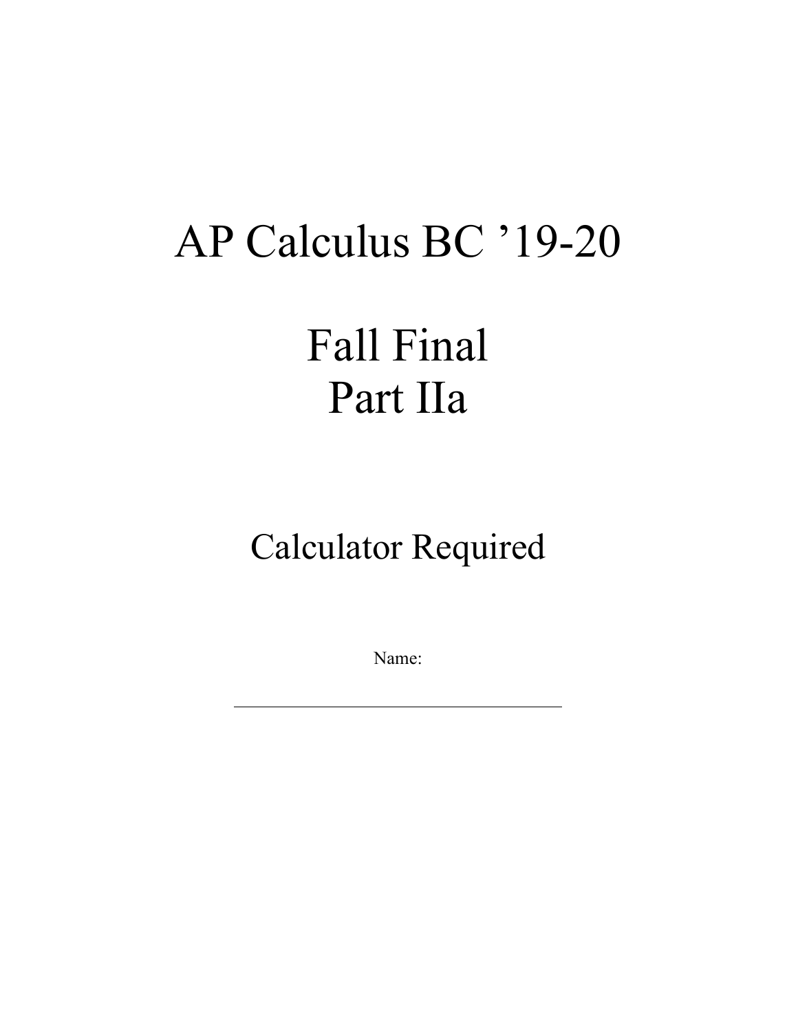# AP Calculus BC ’19-20

# Fall Final
# Part IIa

## Calculator Required

Name:

___________________________________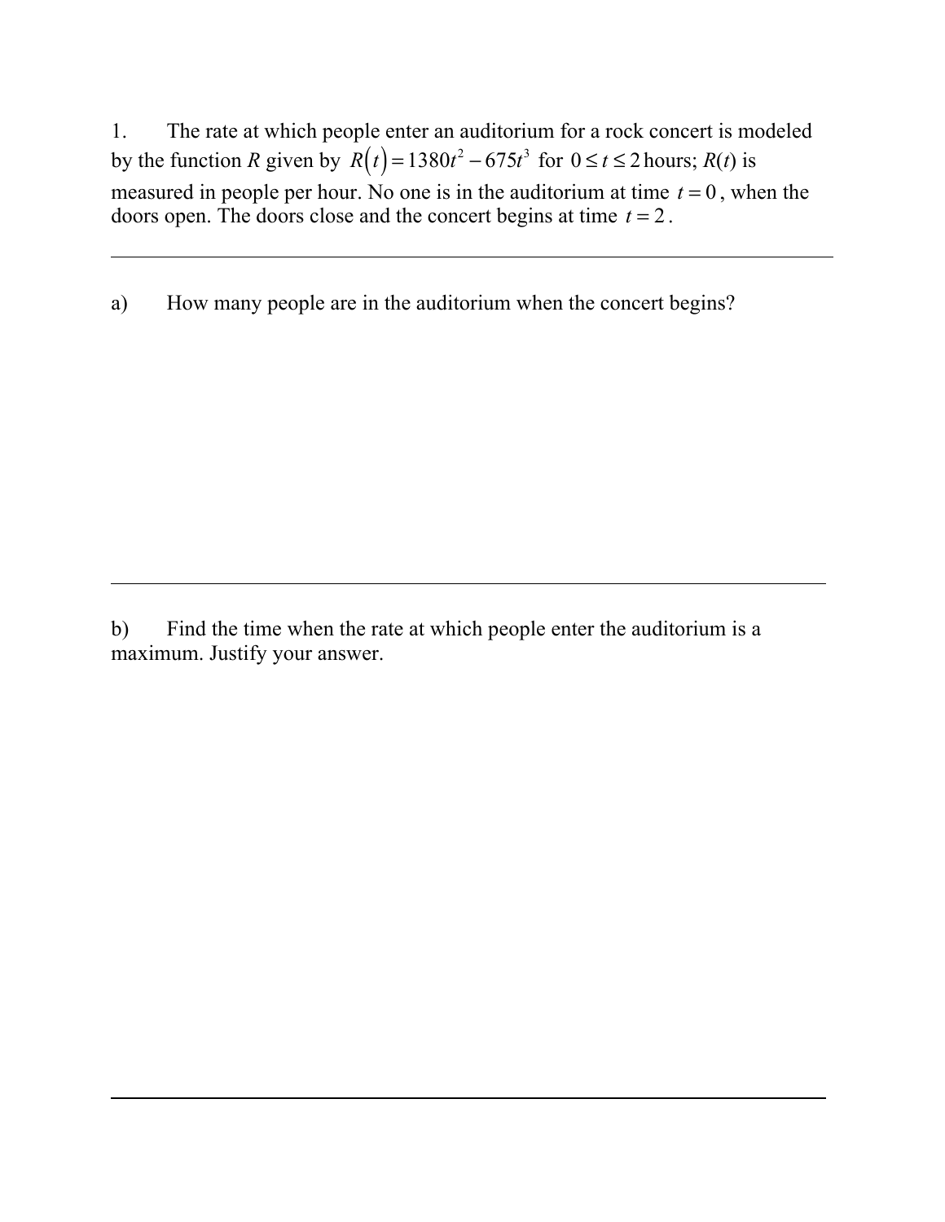1. The rate at which people enter an auditorium for a rock concert is modeled by the function $R$ given by $R(t) = 1380t^2 - 675t^3$ for $0 \le t \le 2$ hours; $R(t)$ is measured in people per hour. No one is in the auditorium at time $t = 0$, when the doors open. The doors close and the concert begins at time $t = 2$.

---

a) How many people are in the auditorium when the concert begins?

---

b) Find the time when the rate at which people enter the auditorium is a maximum. Justify your answer.

---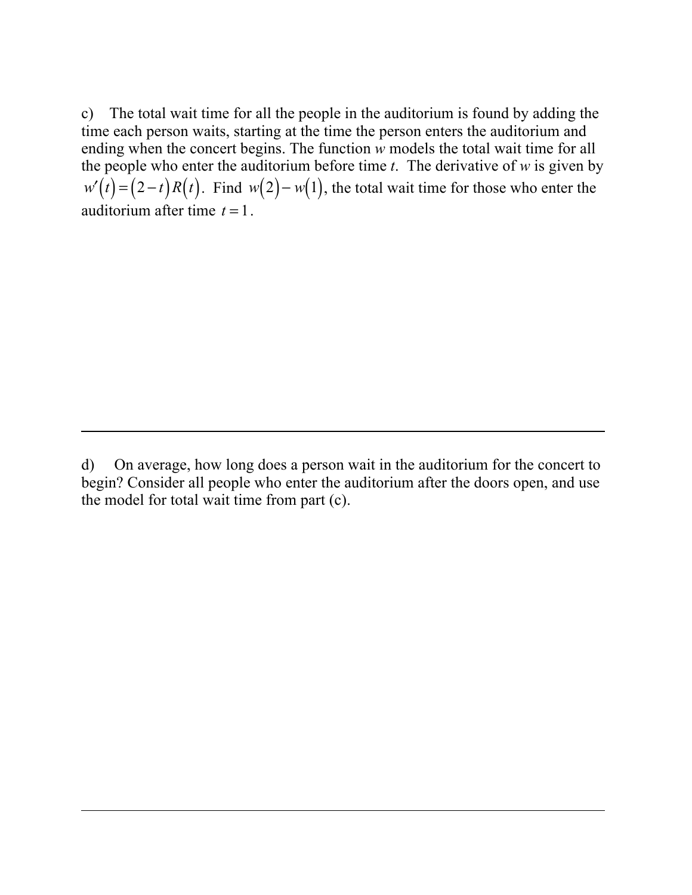c) The total wait time for all the people in the auditorium is found by adding the time each person waits, starting at the time the person enters the auditorium and ending when the concert begins. The function $w$ models the total wait time for all the people who enter the auditorium before time $t$. The derivative of $w$ is given by $w'(t) = (2-t)R(t)$. Find $w(2) - w(1)$, the total wait time for those who enter the auditorium after time $t = 1$.

---

d) On average, how long does a person wait in the auditorium for the concert to begin? Consider all people who enter the auditorium after the doors open, and use the model for total wait time from part (c).

---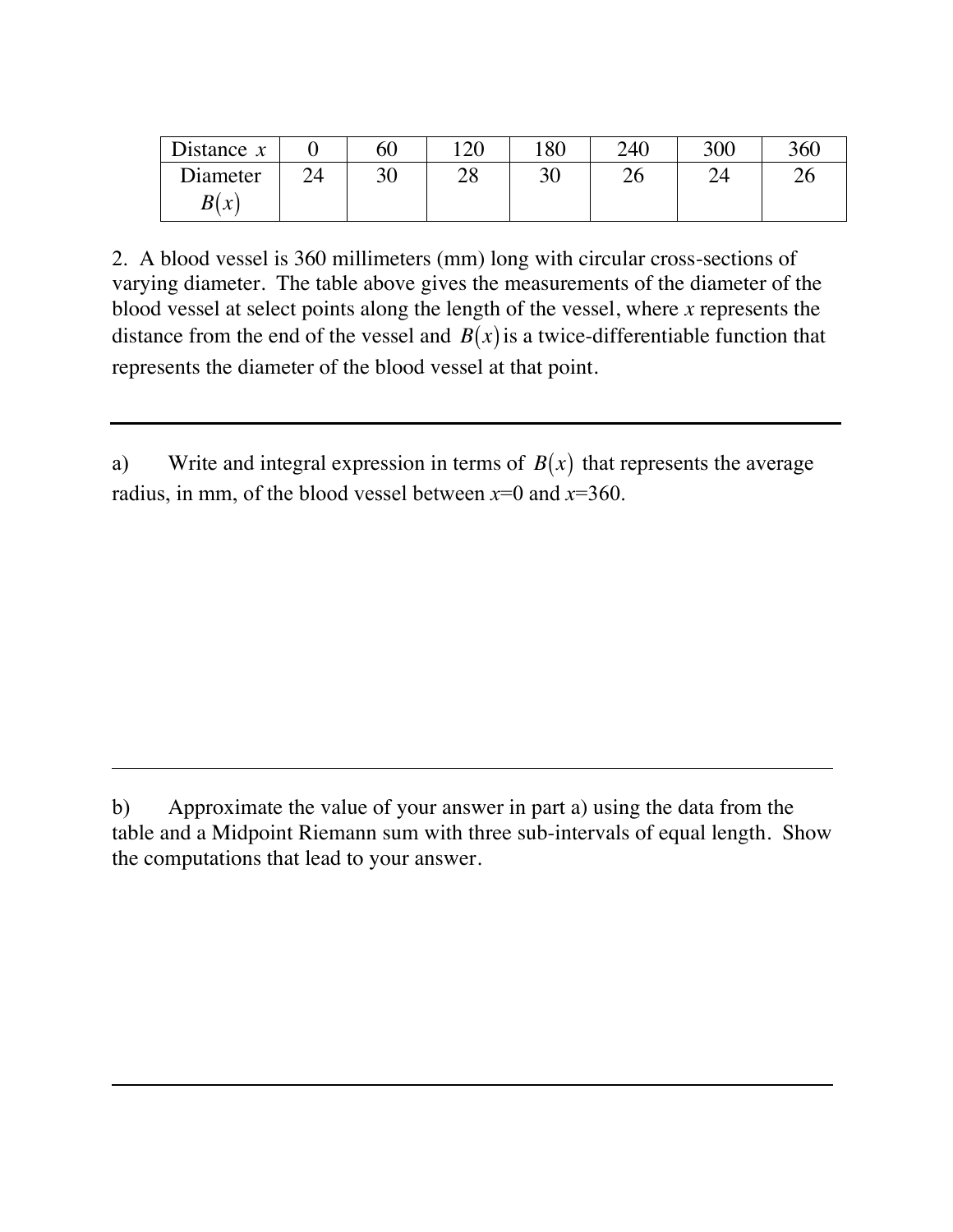| Distance $x$ | 0 | 60 | 120 | 180 | 240 | 300 | 360 |
|---|---|---|---|---|---|---|---|
| Diameter $B(x)$ | 24 | 30 | 28 | 30 | 26 | 24 | 26 |

2. A blood vessel is 360 millimeters (mm) long with circular cross-sections of varying diameter. The table above gives the measurements of the diameter of the blood vessel at select points along the length of the vessel, where $x$ represents the distance from the end of the vessel and $B(x)$ is a twice-differentiable function that represents the diameter of the blood vessel at that point.

---

a) Write and integral expression in terms of $B(x)$ that represents the average radius, in mm, of the blood vessel between $x$=0 and $x$=360.

---

b) Approximate the value of your answer in part a) using the data from the table and a Midpoint Riemann sum with three sub-intervals of equal length. Show the computations that lead to your answer.

---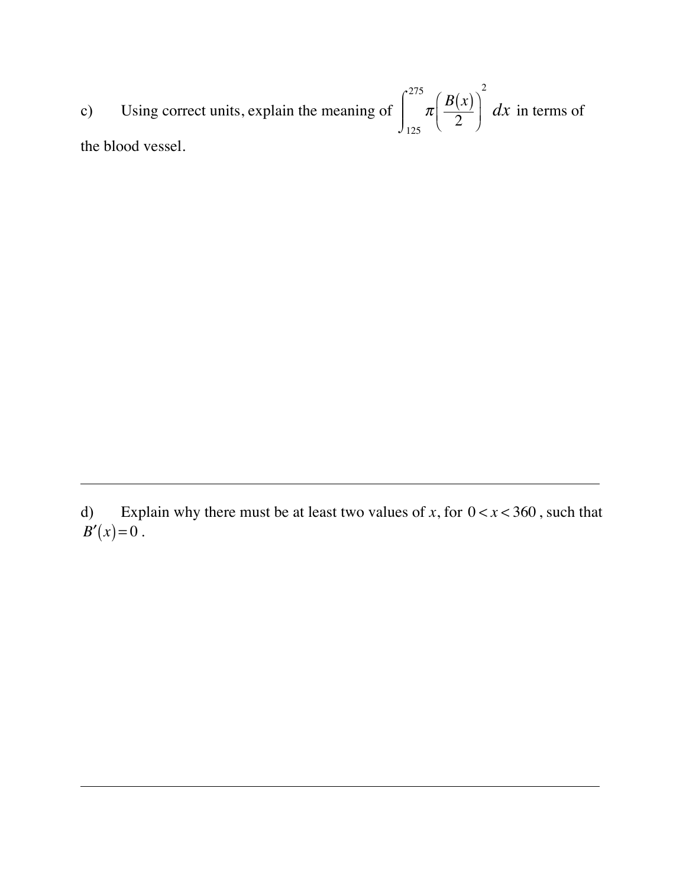c) Using correct units, explain the meaning of $\int_{125}^{275} \pi\left(\frac{B(x)}{2}\right)^2 dx$ in terms of the blood vessel.

---

d) Explain why there must be at least two values of $x$, for $0 < x < 360$, such that $B'(x) = 0$.

---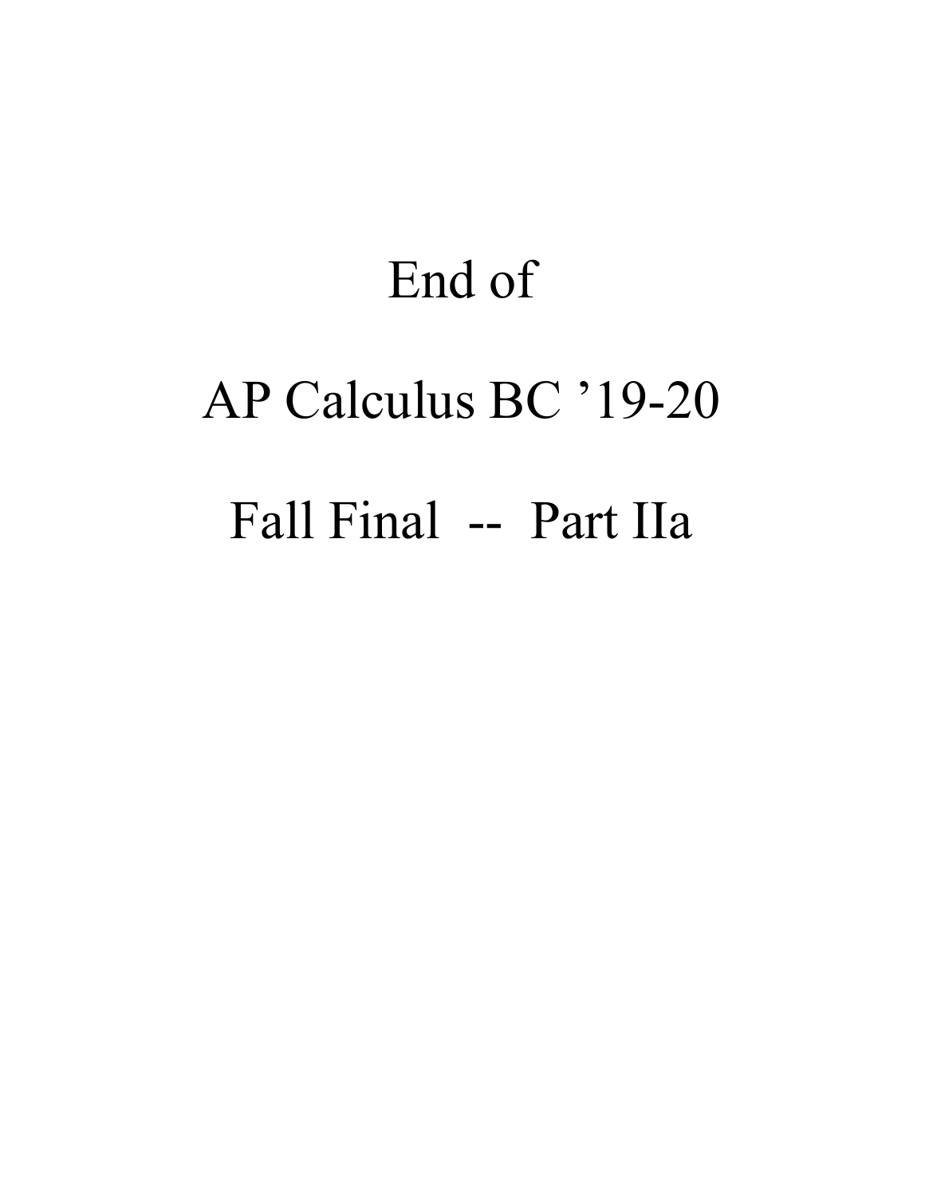# End of

# AP Calculus BC '19-20

# Fall Final -- Part IIa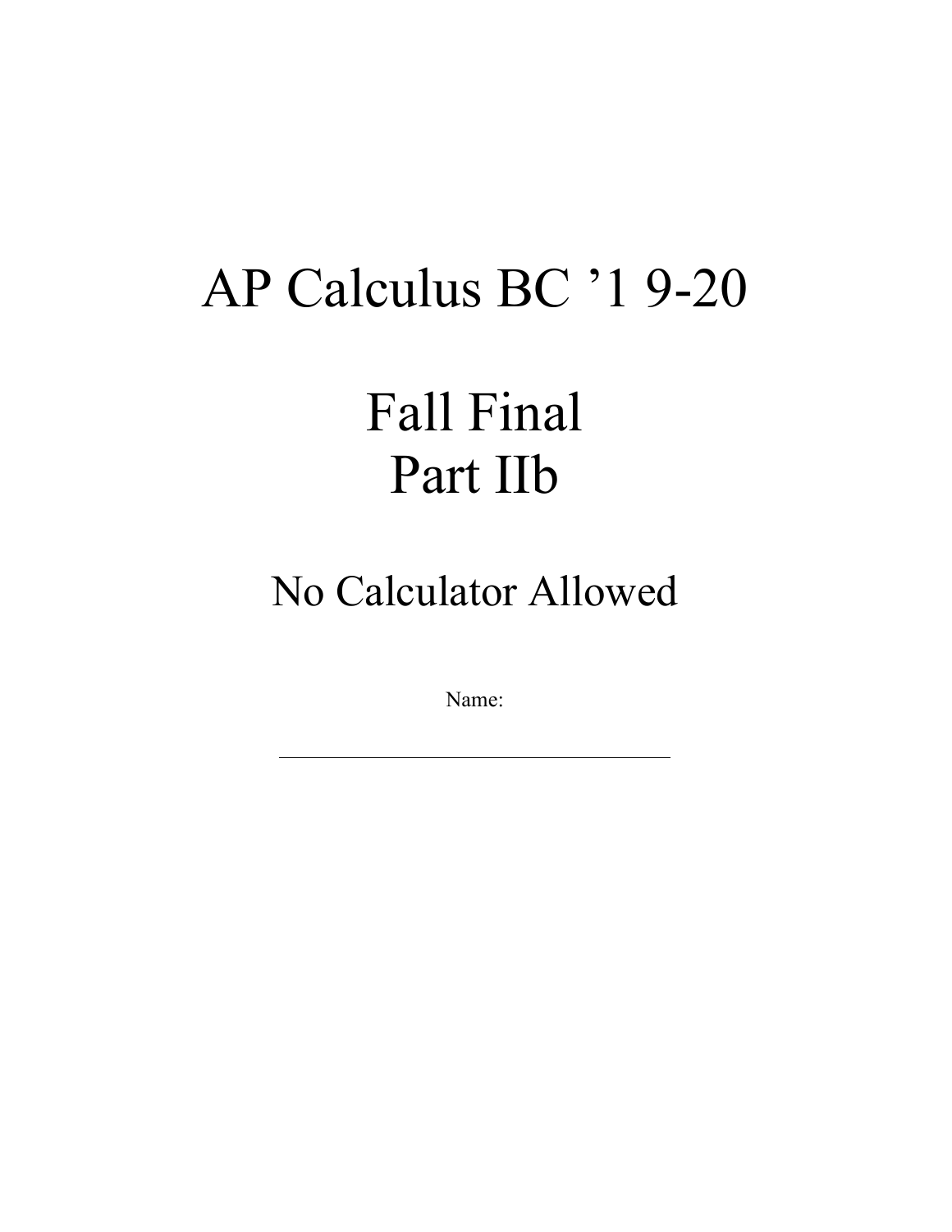# AP Calculus BC ’1 9-20

# Fall Final
# Part IIb

## No Calculator Allowed

Name:

\_\_\_\_\_\_\_\_\_\_\_\_\_\_\_\_\_\_\_\_\_\_\_\_\_\_\_\_\_\_\_\_\_\_\_\_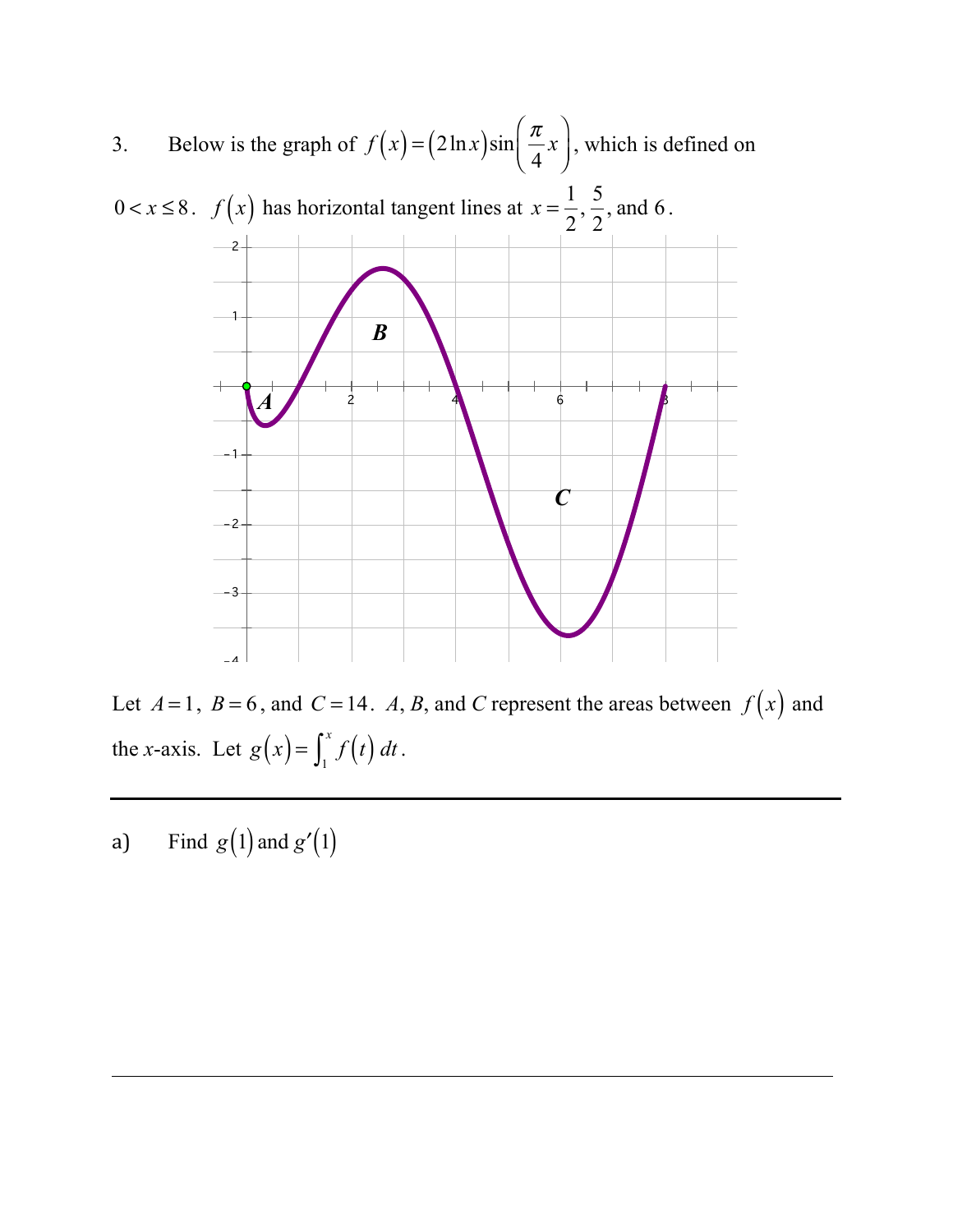3. Below is the graph of $f(x) = (2\ln x)\sin\left(\frac{\pi}{4}x\right)$, which is defined on $0 < x \leq 8$. $f(x)$ has horizontal tangent lines at $x = \frac{1}{2}, \frac{5}{2}$, and $6$.

Let $A = 1$, $B = 6$, and $C = 14$. *A*, *B*, and *C* represent the areas between $f(x)$ and the *x*-axis. Let $g(x) = \int_1^x f(t)\,dt$.

---

a) Find $g(1)$ and $g'(1)$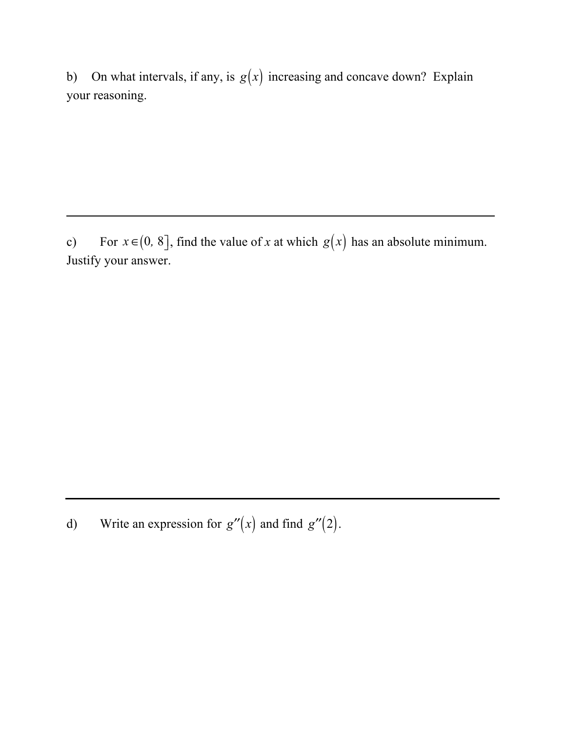b) On what intervals, if any, is $g(x)$ increasing and concave down? Explain your reasoning.

---

c) For $x \in (0, 8]$, find the value of $x$ at which $g(x)$ has an absolute minimum. Justify your answer.

---

d) Write an expression for $g''(x)$ and find $g''(2)$.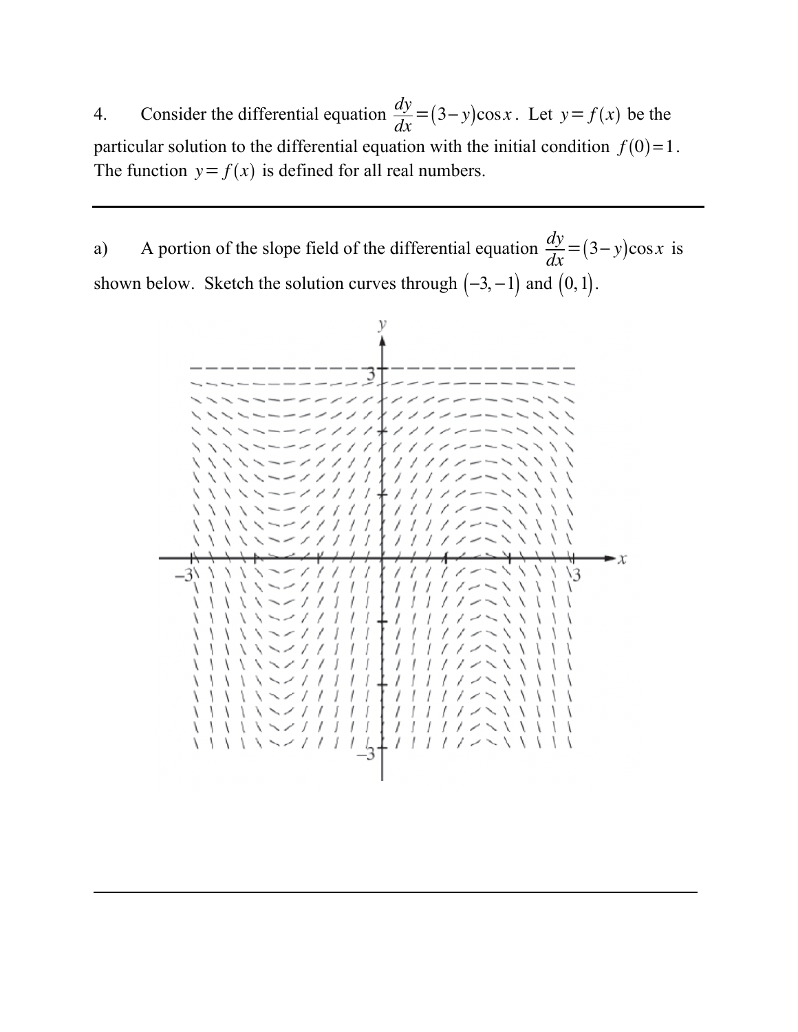4. Consider the differential equation $\frac{dy}{dx} = (3 - y)\cos x$. Let $y = f(x)$ be the particular solution to the differential equation with the initial condition $f(0) = 1$. The function $y = f(x)$ is defined for all real numbers.

---

a) A portion of the slope field of the differential equation $\frac{dy}{dx} = (3 - y)\cos x$ is shown below. Sketch the solution curves through $(-3, -1)$ and $(0, 1)$.

---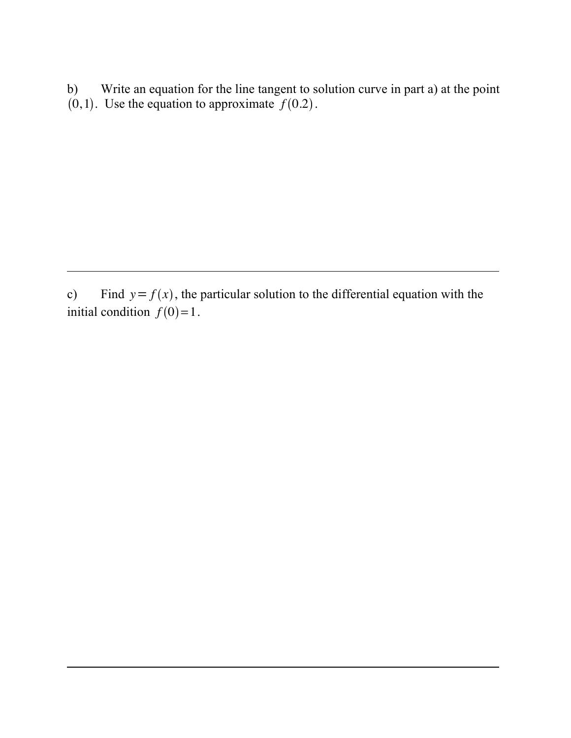b) Write an equation for the line tangent to solution curve in part a) at the point $(0,1)$. Use the equation to approximate $f(0.2)$.

---

c) Find $y = f(x)$, the particular solution to the differential equation with the initial condition $f(0) = 1$.

---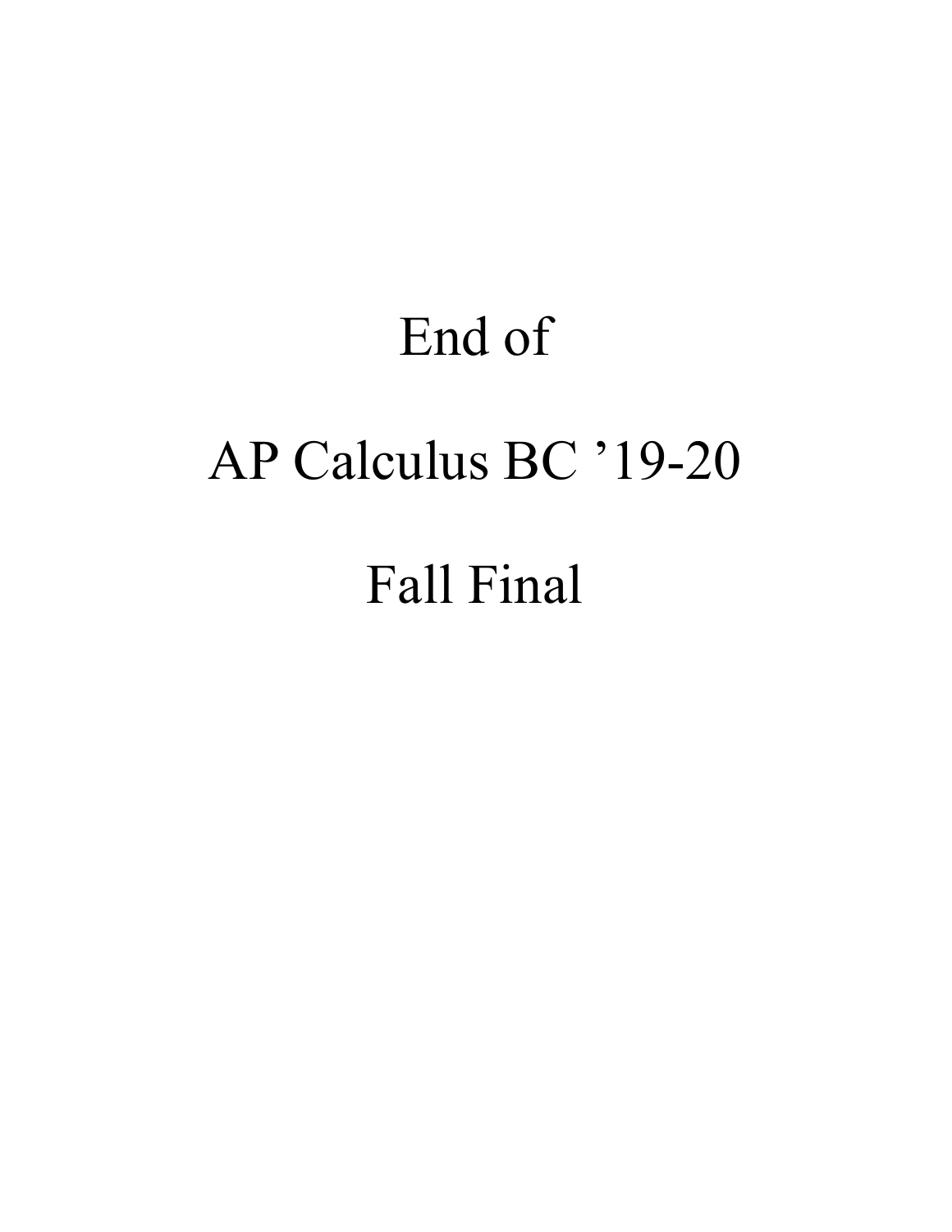# End of

# AP Calculus BC ’19-20

# Fall Final